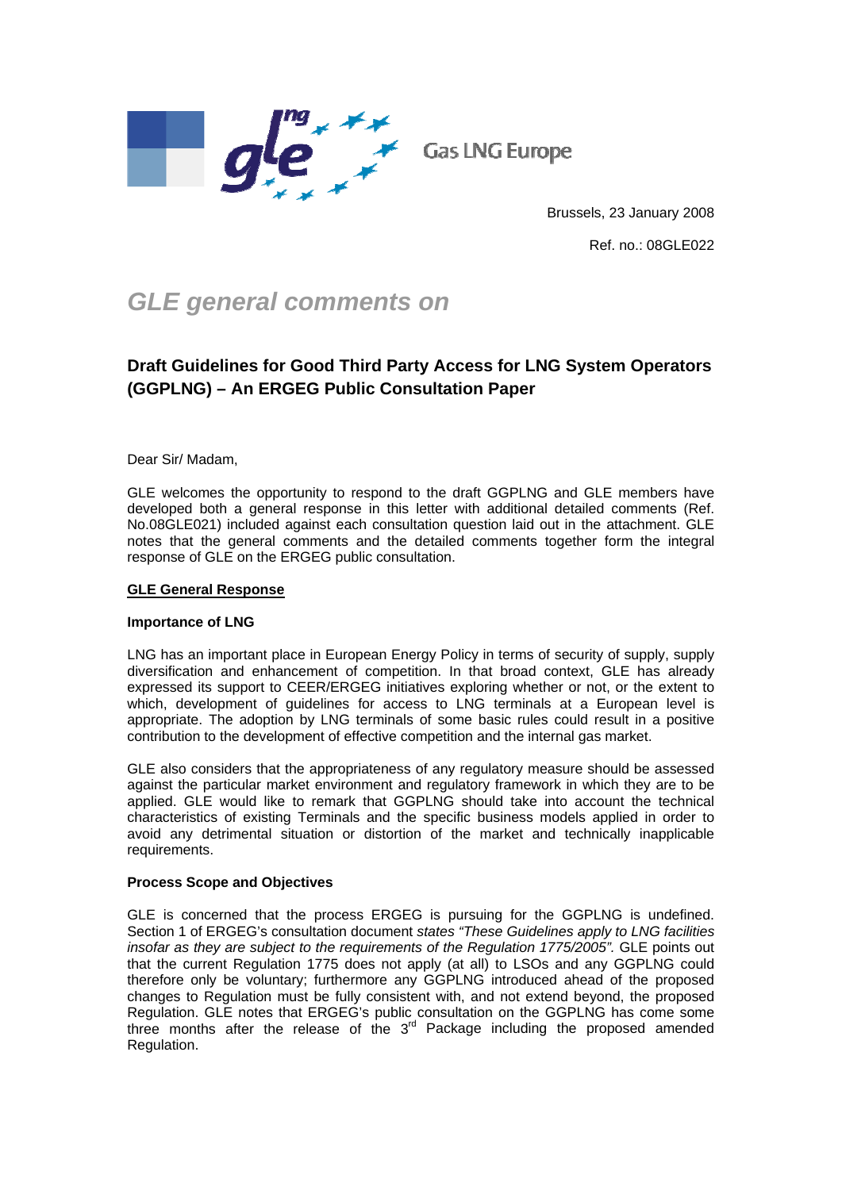Gas LNG Europe

Brussels, 23 January 2008

Ref. no.: 08GLE022

# *GLE general comments on*

## Draft Guidelines for Good Third Party Access for LNG System Operators (GGPLNG) – An ERGEG Public Consultation Paper

Dear Sir/ Madam,

GLE welcomes the opportunity to respond to the draft GGPLNG and GLE members have developed both a general response in this letter with additional detailed comments (Ref. No.08GLE021) included against each consultation question laid out in the attachment. GLE notes that the general comments and the detailed comments together form the integral response of GLE on the ERGEG public consultation.

**GLE General Response**

**Importance of LNG**

LNG has an important place in European Energy Policy in terms of security of supply, supply diversification and enhancement of competition. In that broad context, GLE has already expressed its support to CEER/ERGEG initiatives exploring whether or not, or the extent to which, development of guidelines for access to LNG terminals at a European level is appropriate. The adoption by LNG terminals of some basic rules could result in a positive contribution to the development of effective competition and the internal gas market.

GLE also considers that the appropriateness of any regulatory measure should be assessed against the particular market environment and regulatory framework in which they are to be applied. GLE would like to remark that GGPLNG should take into account the technical characteristics of existing Terminals and the specific business models applied in order to avoid any detrimental situation or distortion of the market and technically inapplicable requirements.

**Process Scope and Objectives**

GLE is concerned that the process ERGEG is pursuing for the GGPLNG is undefined. Section 1 of ERGEG's consultation document states *"These Guidelines apply to LNG facilities insofar as they are subject to the requirements of the Regulation 1775/2005".* GLE points out that the current Regulation 1775 does not apply (at all) to LSOs and any GGPLNG could therefore only be voluntary; furthermore any GGPLNG introduced ahead of the proposed changes to Regulation must be fully consistent with, and not extend beyond, the proposed Regulation. GLE notes that ERGEG's public consultation on the GGPLNG has come some three months after the release of the 3rd Package including the proposed amended Regulation.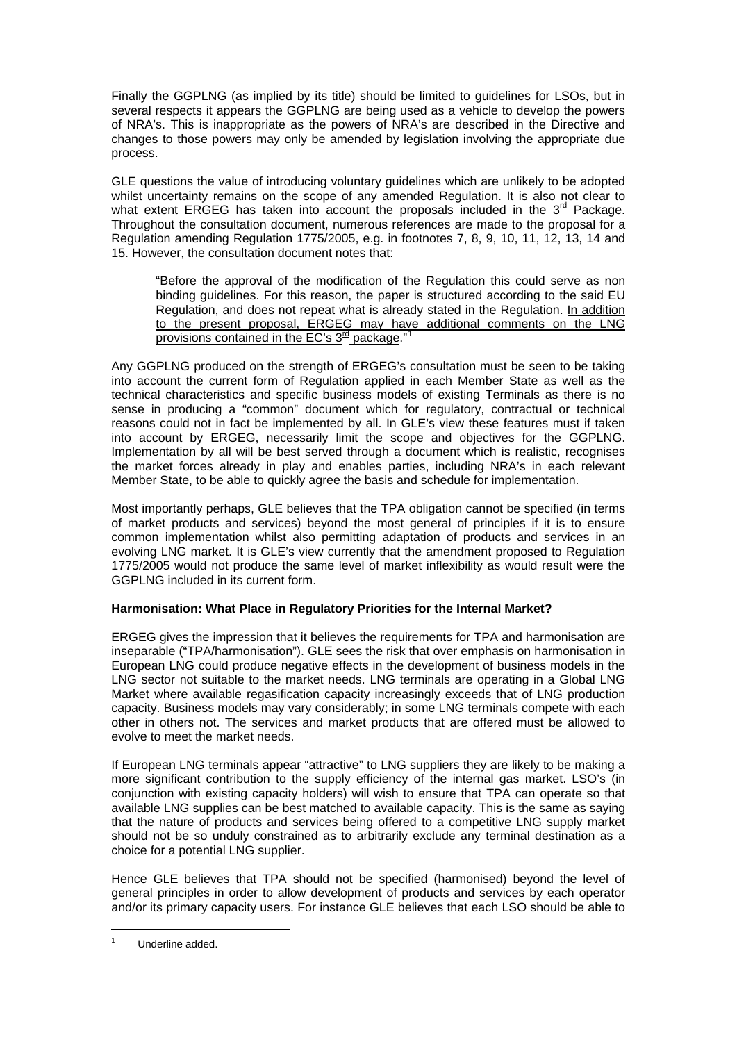Finally the GGPLNG (as implied by its title) should be limited to guidelines for LSOs, but in several respects it appears the GGPLNG are being used as a vehicle to develop the powers of NRA's. This is inappropriate as the powers of NRA's are described in the Directive and changes to those powers may only be amended by legislation involving the appropriate due process.

GLE questions the value of introducing voluntary guidelines which are unlikely to be adopted whilst uncertainty remains on the scope of any amended Regulation. It is also not clear to what extent ERGEG has taken into account the proposals included in the 3rd Package. Throughout the consultation document, numerous references are made to the proposal for a Regulation amending Regulation 1775/2005, e.g. in footnotes 7, 8, 9, 10, 11, 12, 13, 14 and 15. However, the consultation document notes that:

> "Before the approval of the modification of the Regulation this could serve as non binding guidelines. For this reason, the paper is structured according to the said EU Regulation, and does not repeat what is already stated in the Regulation. <u>In addition to the present proposal, ERGEG may have additional comments on the LNG provisions contained in the EC's 3rd package</u>."[1]

Any GGPLNG produced on the strength of ERGEG's consultation must be seen to be taking into account the current form of Regulation applied in each Member State as well as the technical characteristics and specific business models of existing Terminals as there is no sense in producing a "common" document which for regulatory, contractual or technical reasons could not in fact be implemented by all. In GLE's view these features must if taken into account by ERGEG, necessarily limit the scope and objectives for the GGPLNG. Implementation by all will be best served through a document which is realistic, recognises the market forces already in play and enables parties, including NRA's in each relevant Member State, to be able to quickly agree the basis and schedule for implementation.

Most importantly perhaps, GLE believes that the TPA obligation cannot be specified (in terms of market products and services) beyond the most general of principles if it is to ensure common implementation whilst also permitting adaptation of products and services in an evolving LNG market. It is GLE's view currently that the amendment proposed to Regulation 1775/2005 would not produce the same level of market inflexibility as would result were the GGPLNG included in its current form.

**Harmonisation: What Place in Regulatory Priorities for the Internal Market?**

ERGEG gives the impression that it believes the requirements for TPA and harmonisation are inseparable ("TPA/harmonisation"). GLE sees the risk that over emphasis on harmonisation in European LNG could produce negative effects in the development of business models in the LNG sector not suitable to the market needs. LNG terminals are operating in a Global LNG Market where available regasification capacity increasingly exceeds that of LNG production capacity. Business models may vary considerably; in some LNG terminals compete with each other in others not. The services and market products that are offered must be allowed to evolve to meet the market needs.

If European LNG terminals appear "attractive" to LNG suppliers they are likely to be making a more significant contribution to the supply efficiency of the internal gas market. LSO's (in conjunction with existing capacity holders) will wish to ensure that TPA can operate so that available LNG supplies can be best matched to available capacity. This is the same as saying that the nature of products and services being offered to a competitive LNG supply market should not be so unduly constrained as to arbitrarily exclude any terminal destination as a choice for a potential LNG supplier.

Hence GLE believes that TPA should not be specified (harmonised) beyond the level of general principles in order to allow development of products and services by each operator and/or its primary capacity users. For instance GLE believes that each LSO should be able to

---

[1] Underline added.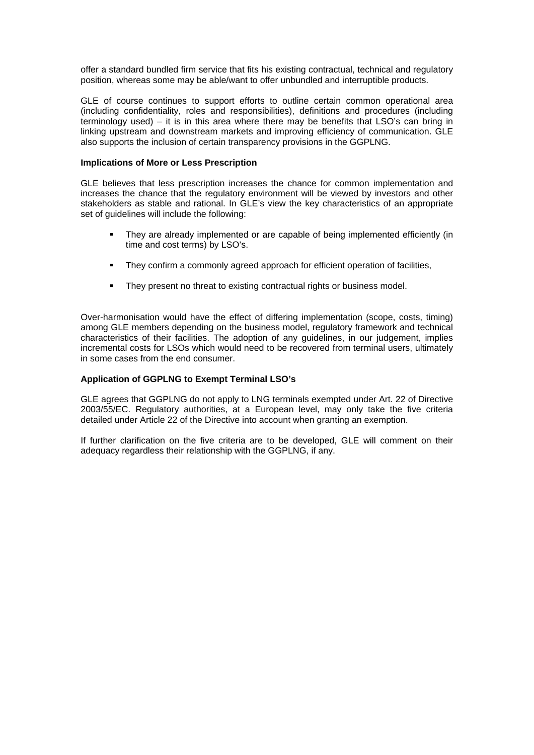offer a standard bundled firm service that fits his existing contractual, technical and regulatory position, whereas some may be able/want to offer unbundled and interruptible products.

GLE of course continues to support efforts to outline certain common operational area (including confidentiality, roles and responsibilities), definitions and procedures (including terminology used) – it is in this area where there may be benefits that LSO's can bring in linking upstream and downstream markets and improving efficiency of communication. GLE also supports the inclusion of certain transparency provisions in the GGPLNG.

**Implications of More or Less Prescription**

GLE believes that less prescription increases the chance for common implementation and increases the chance that the regulatory environment will be viewed by investors and other stakeholders as stable and rational. In GLE's view the key characteristics of an appropriate set of guidelines will include the following:

- They are already implemented or are capable of being implemented efficiently (in time and cost terms) by LSO's.
- They confirm a commonly agreed approach for efficient operation of facilities,
- They present no threat to existing contractual rights or business model.

Over-harmonisation would have the effect of differing implementation (scope, costs, timing) among GLE members depending on the business model, regulatory framework and technical characteristics of their facilities. The adoption of any guidelines, in our judgement, implies incremental costs for LSOs which would need to be recovered from terminal users, ultimately in some cases from the end consumer.

**Application of GGPLNG to Exempt Terminal LSO's**

GLE agrees that GGPLNG do not apply to LNG terminals exempted under Art. 22 of Directive 2003/55/EC. Regulatory authorities, at a European level, may only take the five criteria detailed under Article 22 of the Directive into account when granting an exemption.

If further clarification on the five criteria are to be developed, GLE will comment on their adequacy regardless their relationship with the GGPLNG, if any.